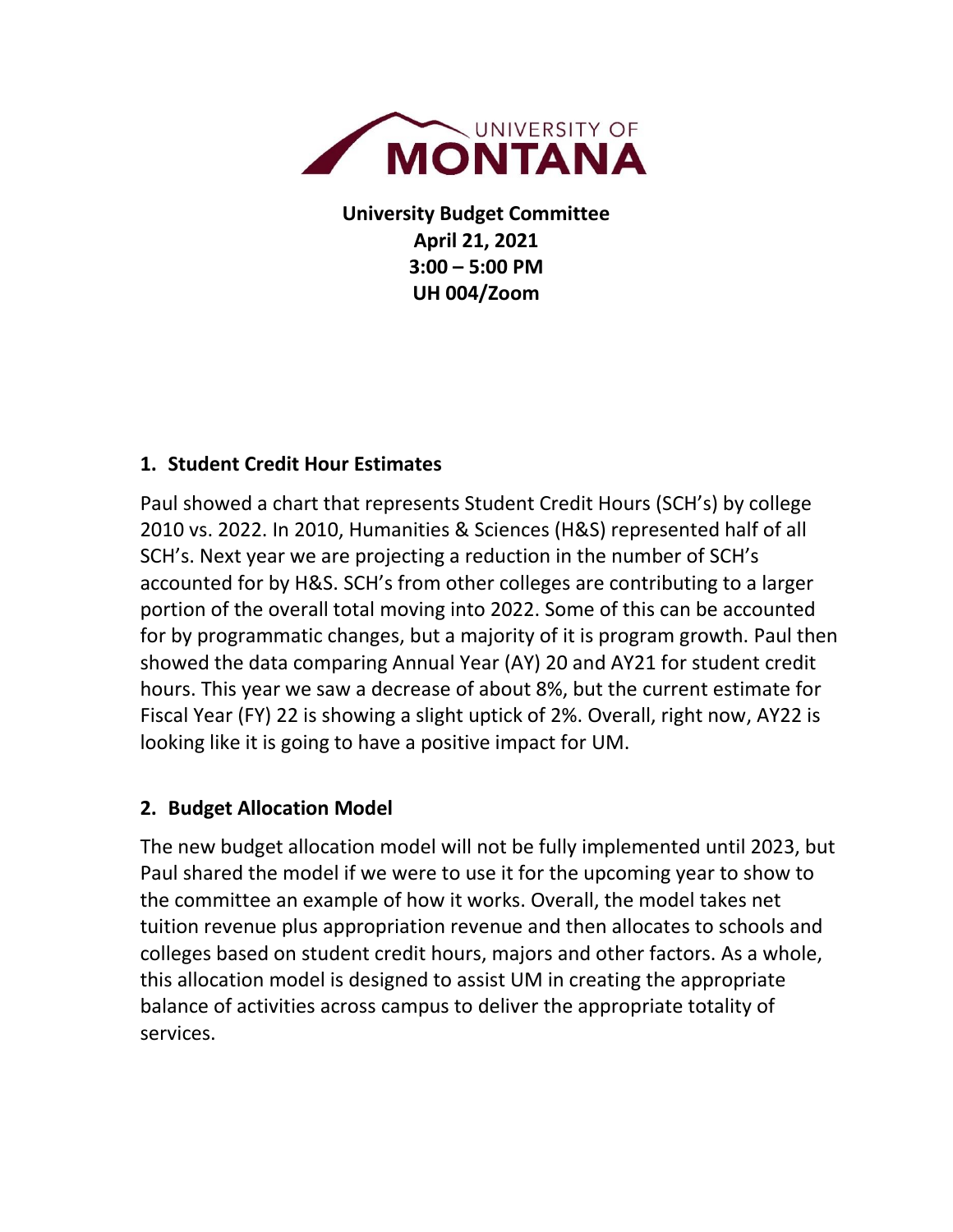UNIVERSITY OF MONTANA

**University Budget Committee**
**April 21, 2021**
**3:00 – 5:00 PM**
**UH 004/Zoom**

## 1. Student Credit Hour Estimates

Paul showed a chart that represents Student Credit Hours (SCH's) by college 2010 vs. 2022. In 2010, Humanities & Sciences (H&S) represented half of all SCH's. Next year we are projecting a reduction in the number of SCH's accounted for by H&S. SCH's from other colleges are contributing to a larger portion of the overall total moving into 2022. Some of this can be accounted for by programmatic changes, but a majority of it is program growth. Paul then showed the data comparing Annual Year (AY) 20 and AY21 for student credit hours. This year we saw a decrease of about 8%, but the current estimate for Fiscal Year (FY) 22 is showing a slight uptick of 2%. Overall, right now, AY22 is looking like it is going to have a positive impact for UM.

## 2. Budget Allocation Model

The new budget allocation model will not be fully implemented until 2023, but Paul shared the model if we were to use it for the upcoming year to show to the committee an example of how it works. Overall, the model takes net tuition revenue plus appropriation revenue and then allocates to schools and colleges based on student credit hours, majors and other factors. As a whole, this allocation model is designed to assist UM in creating the appropriate balance of activities across campus to deliver the appropriate totality of services.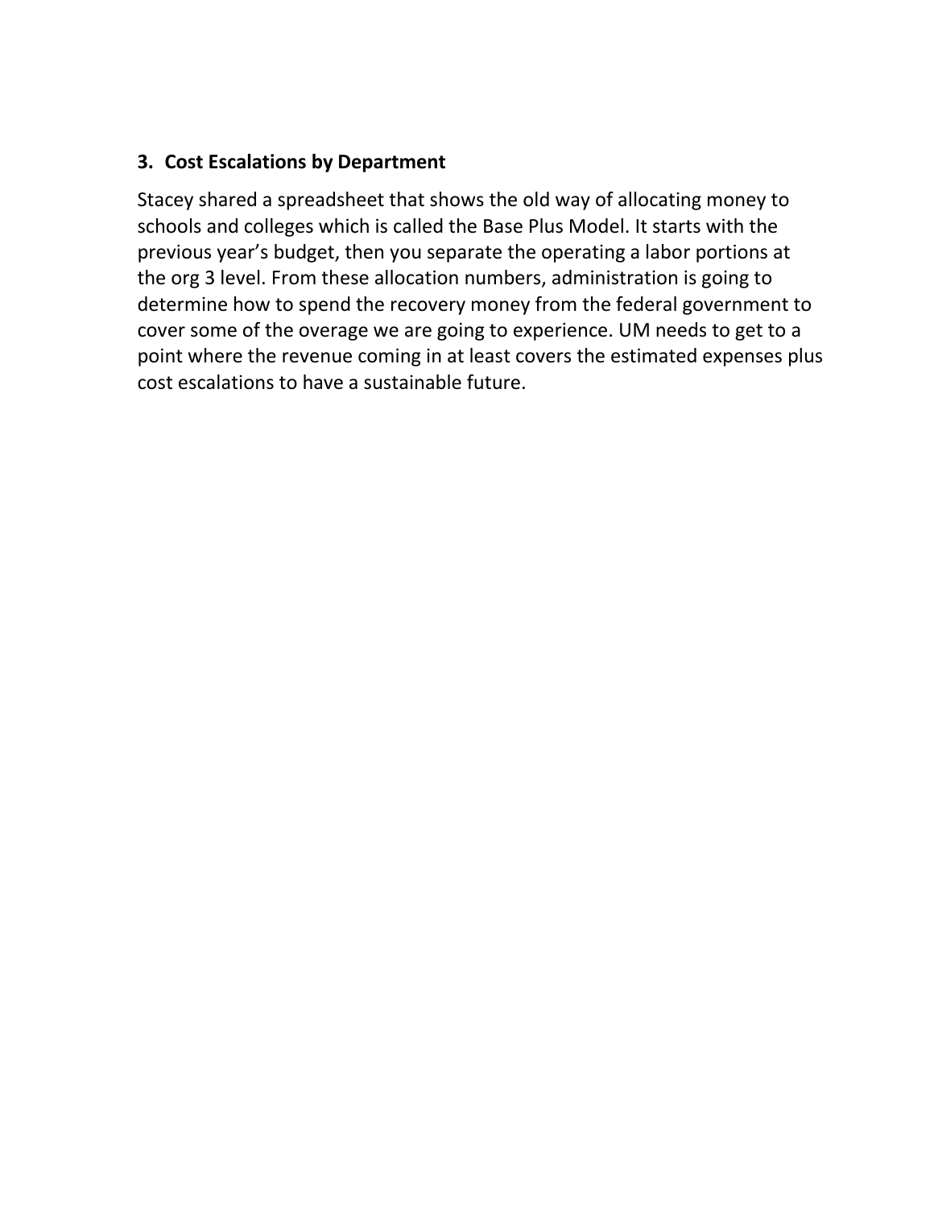**3. Cost Escalations by Department**

Stacey shared a spreadsheet that shows the old way of allocating money to schools and colleges which is called the Base Plus Model. It starts with the previous year's budget, then you separate the operating a labor portions at the org 3 level. From these allocation numbers, administration is going to determine how to spend the recovery money from the federal government to cover some of the overage we are going to experience. UM needs to get to a point where the revenue coming in at least covers the estimated expenses plus cost escalations to have a sustainable future.